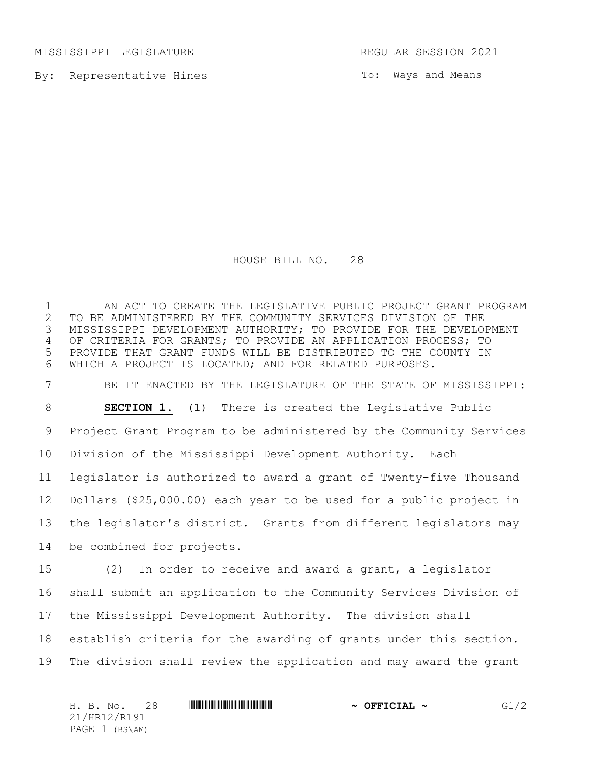MISSISSIPPI LEGISLATURE REGULAR SESSION 2021

By: Representative Hines

To: Ways and Means

# HOUSE BILL NO. 28

AN ACT TO CREATE THE LEGISLATIVE PUBLIC PROJECT GRANT PROGRAM TO BE ADMINISTERED BY THE COMMUNITY SERVICES DIVISION OF THE MISSISSIPPI DEVELOPMENT AUTHORITY; TO PROVIDE FOR THE DEVELOPMENT OF CRITERIA FOR GRANTS; TO PROVIDE AN APPLICATION PROCESS; TO PROVIDE THAT GRANT FUNDS WILL BE DISTRIBUTED TO THE COUNTY IN WHICH A PROJECT IS LOCATED; AND FOR RELATED PURPOSES.

BE IT ENACTED BY THE LEGISLATURE OF THE STATE OF MISSISSIPPI:

**SECTION 1.** (1) There is created the Legislative Public Project Grant Program to be administered by the Community Services Division of the Mississippi Development Authority. Each legislator is authorized to award a grant of Twenty-five Thousand Dollars ($25,000.00) each year to be used for a public project in the legislator's district. Grants from different legislators may be combined for projects.

(2) In order to receive and award a grant, a legislator shall submit an application to the Community Services Division of the Mississippi Development Authority. The division shall establish criteria for the awarding of grants under this section. The division shall review the application and may award the grant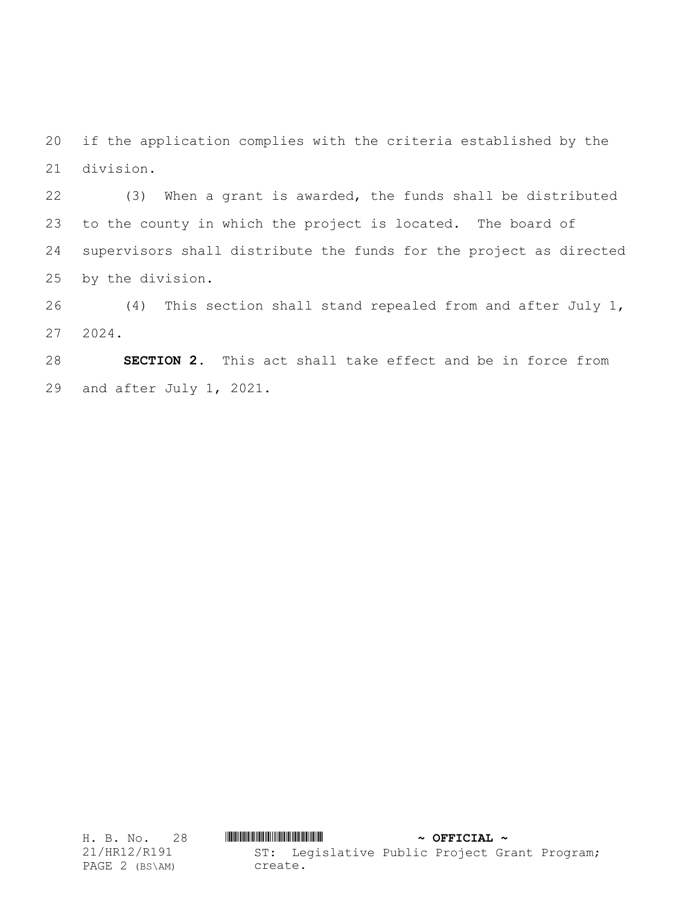if the application complies with the criteria established by the division.

(3) When a grant is awarded, the funds shall be distributed to the county in which the project is located. The board of supervisors shall distribute the funds for the project as directed by the division.

(4) This section shall stand repealed from and after July 1, 2024.

**SECTION 2.** This act shall take effect and be in force from and after July 1, 2021.